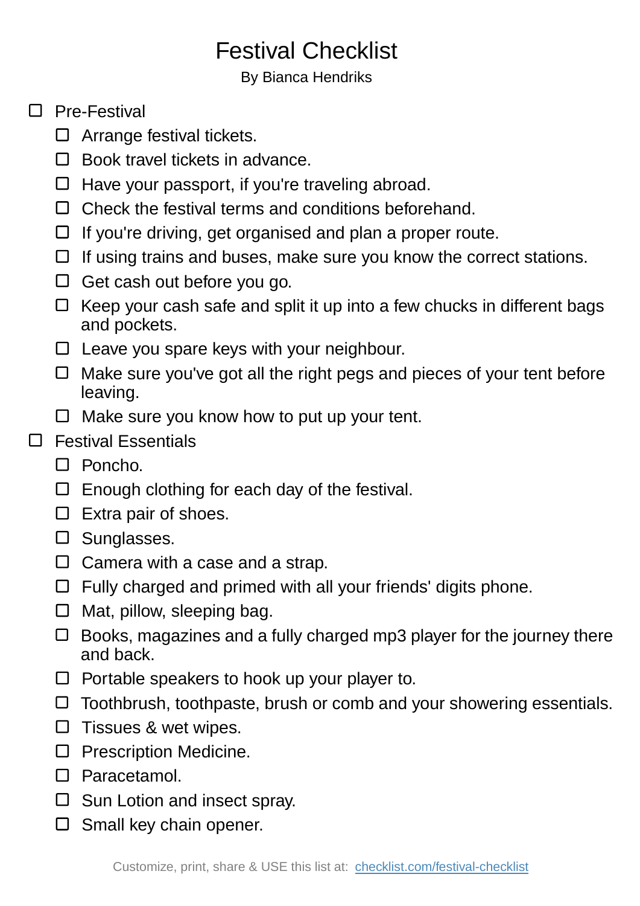# Festival Checklist

By Bianca Hendriks

- [ ] Pre-Festival
  - [ ] Arrange festival tickets.
  - [ ] Book travel tickets in advance.
  - [ ] Have your passport, if you're traveling abroad.
  - [ ] Check the festival terms and conditions beforehand.
  - [ ] If you're driving, get organised and plan a proper route.
  - [ ] If using trains and buses, make sure you know the correct stations.
  - [ ] Get cash out before you go.
  - [ ] Keep your cash safe and split it up into a few chucks in different bags and pockets.
  - [ ] Leave you spare keys with your neighbour.
  - [ ] Make sure you've got all the right pegs and pieces of your tent before leaving.
  - [ ] Make sure you know how to put up your tent.
- [ ] Festival Essentials
  - [ ] Poncho.
  - [ ] Enough clothing for each day of the festival.
  - [ ] Extra pair of shoes.
  - [ ] Sunglasses.
  - [ ] Camera with a case and a strap.
  - [ ] Fully charged and primed with all your friends' digits phone.
  - [ ] Mat, pillow, sleeping bag.
  - [ ] Books, magazines and a fully charged mp3 player for the journey there and back.
  - [ ] Portable speakers to hook up your player to.
  - [ ] Toothbrush, toothpaste, brush or comb and your showering essentials.
  - [ ] Tissues & wet wipes.
  - [ ] Prescription Medicine.
  - [ ] Paracetamol.
  - [ ] Sun Lotion and insect spray.
  - [ ] Small key chain opener.

Customize, print, share & USE this list at: [checklist.com/festival-checklist](https://checklist.com/festival-checklist)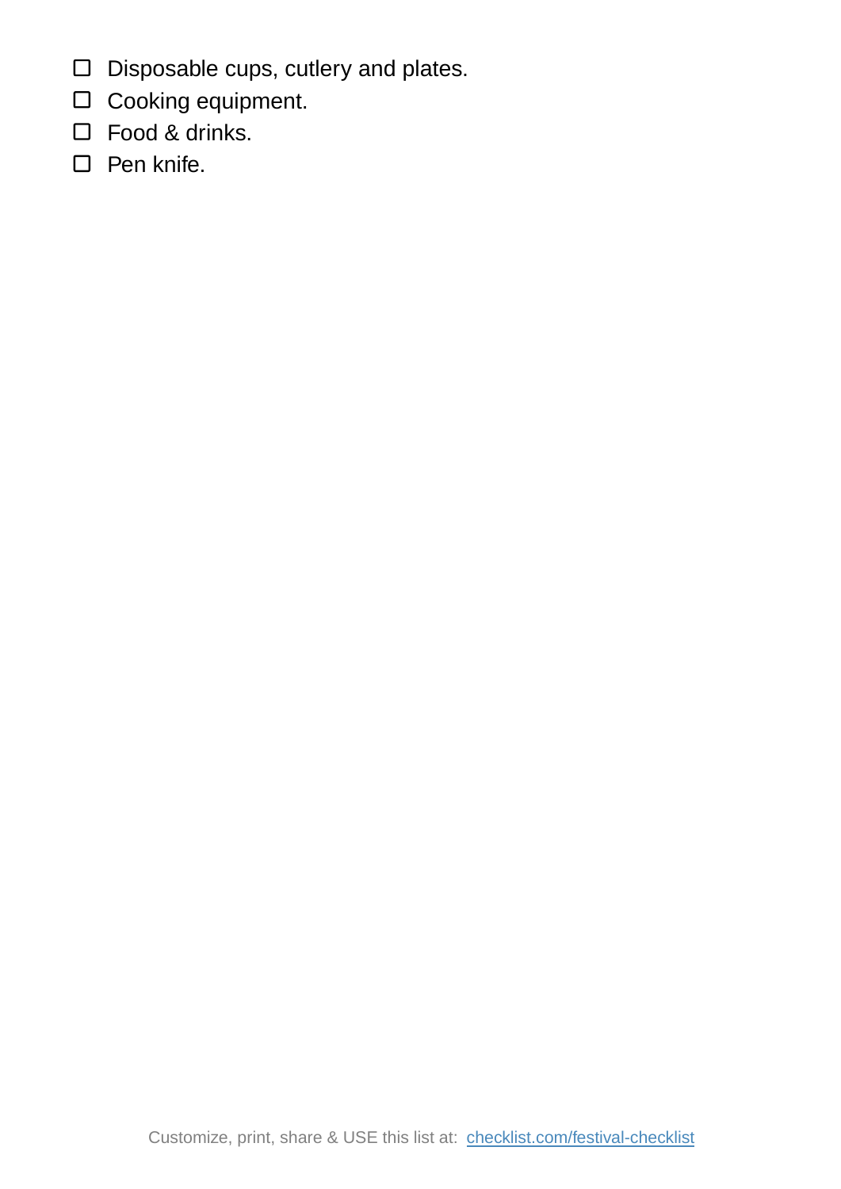- [ ] Disposable cups, cutlery and plates.
- [ ] Cooking equipment.
- [ ] Food & drinks.
- [ ] Pen knife.

Customize, print, share & USE this list at: [checklist.com/festival-checklist](https://checklist.com/festival-checklist)